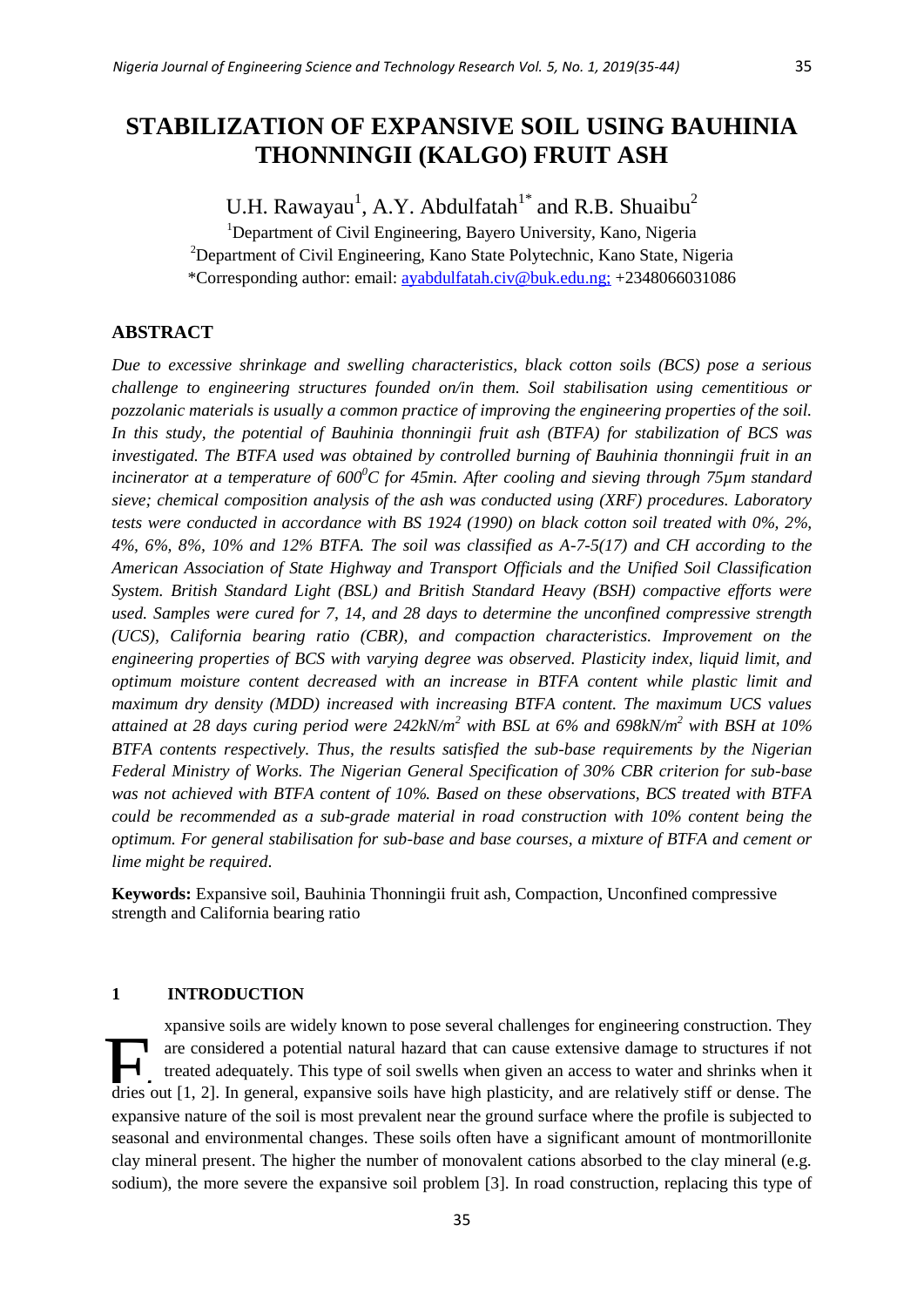# STABILIZATION OF EXPANSIVE SOIL USING BAUHINIA THONNINGII (KALGO) FRUIT ASH

U.H. Rawayau[1], A.Y. Abdulfatah[1*] and R.B. Shuaibu[2]

[1]Department of Civil Engineering, Bayero University, Kano, Nigeria
[2]Department of Civil Engineering, Kano State Polytechnic, Kano State, Nigeria
*Corresponding author: email: ayabdulfatah.civ@buk.edu.ng; +2348066031086

## ABSTRACT

*Due to excessive shrinkage and swelling characteristics, black cotton soils (BCS) pose a serious challenge to engineering structures founded on/in them. Soil stabilisation using cementitious or pozzolanic materials is usually a common practice of improving the engineering properties of the soil. In this study, the potential of Bauhinia thonningii fruit ash (BTFA) for stabilization of BCS was investigated. The BTFA used was obtained by controlled burning of Bauhinia thonningii fruit in an incinerator at a temperature of 600$^0$C for 45min. After cooling and sieving through 75µm standard sieve; chemical composition analysis of the ash was conducted using (XRF) procedures. Laboratory tests were conducted in accordance with BS 1924 (1990) on black cotton soil treated with 0%, 2%, 4%, 6%, 8%, 10% and 12% BTFA. The soil was classified as A-7-5(17) and CH according to the American Association of State Highway and Transport Officials and the Unified Soil Classification System. British Standard Light (BSL) and British Standard Heavy (BSH) compactive efforts were used. Samples were cured for 7, 14, and 28 days to determine the unconfined compressive strength (UCS), California bearing ratio (CBR), and compaction characteristics. Improvement on the engineering properties of BCS with varying degree was observed. Plasticity index, liquid limit, and optimum moisture content decreased with an increase in BTFA content while plastic limit and maximum dry density (MDD) increased with increasing BTFA content. The maximum UCS values attained at 28 days curing period were 242kN/m$^2$ with BSL at 6% and 698kN/m$^2$ with BSH at 10% BTFA contents respectively. Thus, the results satisfied the sub-base requirements by the Nigerian Federal Ministry of Works. The Nigerian General Specification of 30% CBR criterion for sub-base was not achieved with BTFA content of 10%. Based on these observations, BCS treated with BTFA could be recommended as a sub-grade material in road construction with 10% content being the optimum. For general stabilisation for sub-base and base courses, a mixture of BTFA and cement or lime might be required.*

**Keywords:** Expansive soil, Bauhinia Thonningii fruit ash, Compaction, Unconfined compressive strength and California bearing ratio

## 1 INTRODUCTION

Expansive soils are widely known to pose several challenges for engineering construction. They are considered a potential natural hazard that can cause extensive damage to structures if not treated adequately. This type of soil swells when given an access to water and shrinks when it dries out [1, 2]. In general, expansive soils have high plasticity, and are relatively stiff or dense. The expansive nature of the soil is most prevalent near the ground surface where the profile is subjected to seasonal and environmental changes. These soils often have a significant amount of montmorillonite clay mineral present. The higher the number of monovalent cations absorbed to the clay mineral (e.g. sodium), the more severe the expansive soil problem [3]. In road construction, replacing this type of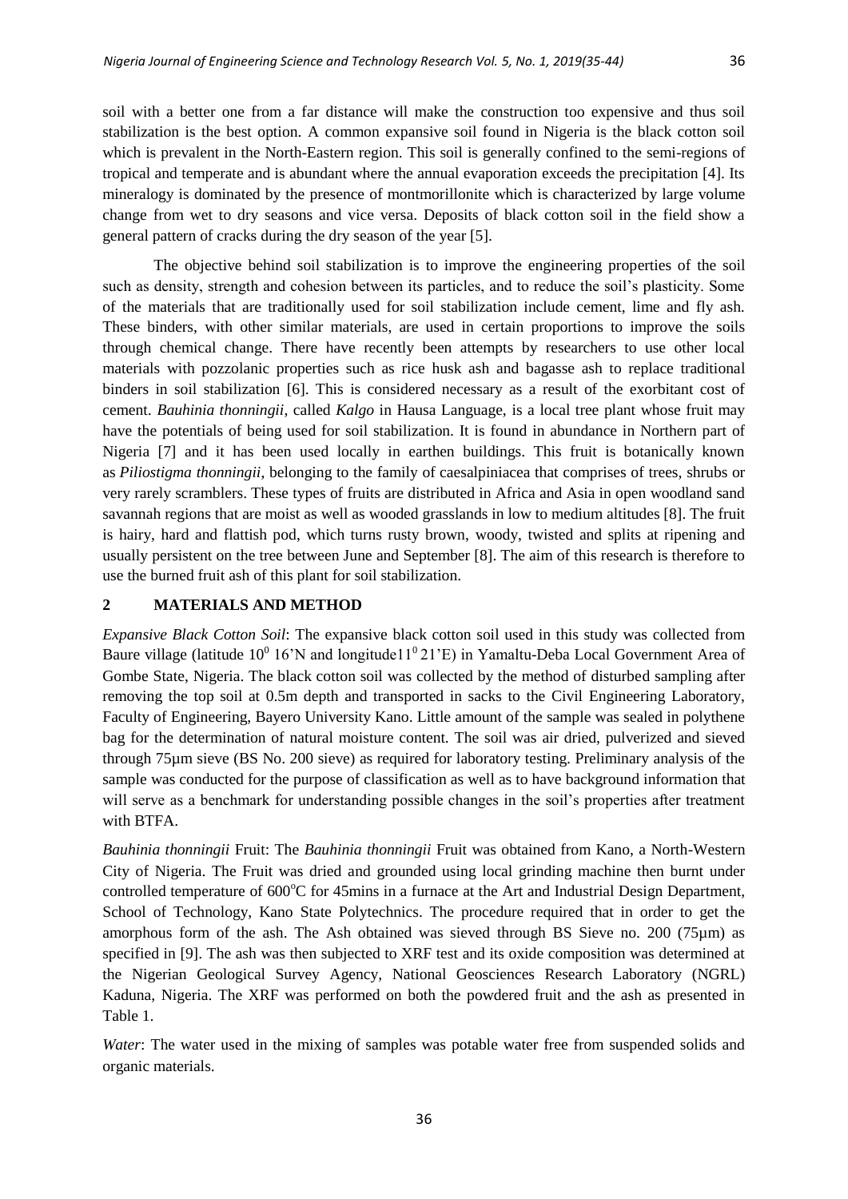soil with a better one from a far distance will make the construction too expensive and thus soil stabilization is the best option. A common expansive soil found in Nigeria is the black cotton soil which is prevalent in the North-Eastern region. This soil is generally confined to the semi-regions of tropical and temperate and is abundant where the annual evaporation exceeds the precipitation [4]. Its mineralogy is dominated by the presence of montmorillonite which is characterized by large volume change from wet to dry seasons and vice versa. Deposits of black cotton soil in the field show a general pattern of cracks during the dry season of the year [5].

The objective behind soil stabilization is to improve the engineering properties of the soil such as density, strength and cohesion between its particles, and to reduce the soil's plasticity. Some of the materials that are traditionally used for soil stabilization include cement, lime and fly ash. These binders, with other similar materials, are used in certain proportions to improve the soils through chemical change. There have recently been attempts by researchers to use other local materials with pozzolanic properties such as rice husk ash and bagasse ash to replace traditional binders in soil stabilization [6]. This is considered necessary as a result of the exorbitant cost of cement. *Bauhinia thonningii*, called *Kalgo* in Hausa Language, is a local tree plant whose fruit may have the potentials of being used for soil stabilization. It is found in abundance in Northern part of Nigeria [7] and it has been used locally in earthen buildings. This fruit is botanically known as *Piliostigma thonningii*, belonging to the family of caesalpiniacea that comprises of trees, shrubs or very rarely scramblers. These types of fruits are distributed in Africa and Asia in open woodland sand savannah regions that are moist as well as wooded grasslands in low to medium altitudes [8]. The fruit is hairy, hard and flattish pod, which turns rusty brown, woody, twisted and splits at ripening and usually persistent on the tree between June and September [8]. The aim of this research is therefore to use the burned fruit ash of this plant for soil stabilization.

## 2 MATERIALS AND METHOD

*Expansive Black Cotton Soil*: The expansive black cotton soil used in this study was collected from Baure village (latitude $10^0$ 16'N and longitude$11^0$ 21'E) in Yamaltu-Deba Local Government Area of Gombe State, Nigeria. The black cotton soil was collected by the method of disturbed sampling after removing the top soil at 0.5m depth and transported in sacks to the Civil Engineering Laboratory, Faculty of Engineering, Bayero University Kano. Little amount of the sample was sealed in polythene bag for the determination of natural moisture content. The soil was air dried, pulverized and sieved through 75µm sieve (BS No. 200 sieve) as required for laboratory testing. Preliminary analysis of the sample was conducted for the purpose of classification as well as to have background information that will serve as a benchmark for understanding possible changes in the soil's properties after treatment with BTFA.

*Bauhinia thonningii* Fruit: The *Bauhinia thonningii* Fruit was obtained from Kano, a North-Western City of Nigeria. The Fruit was dried and grounded using local grinding machine then burnt under controlled temperature of 600°C for 45mins in a furnace at the Art and Industrial Design Department, School of Technology, Kano State Polytechnics. The procedure required that in order to get the amorphous form of the ash. The Ash obtained was sieved through BS Sieve no. 200 (75µm) as specified in [9]. The ash was then subjected to XRF test and its oxide composition was determined at the Nigerian Geological Survey Agency, National Geosciences Research Laboratory (NGRL) Kaduna, Nigeria. The XRF was performed on both the powdered fruit and the ash as presented in Table 1.

*Water*: The water used in the mixing of samples was potable water free from suspended solids and organic materials.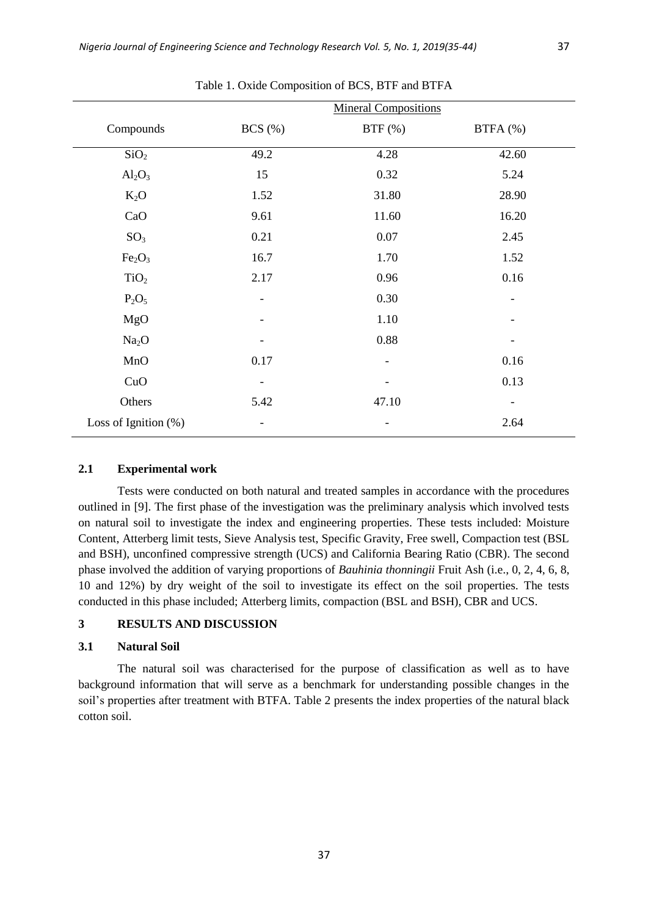Table 1. Oxide Composition of BCS, BTF and BTFA

| Compounds | Mineral Compositions | | |
|---|---|---|---|
| | BCS (%) | BTF (%) | BTFA (%) |
| $SiO_2$ | 49.2 | 4.28 | 42.60 |
| $Al_2O_3$ | 15 | 0.32 | 5.24 |
| $K_2O$ | 1.52 | 31.80 | 28.90 |
| CaO | 9.61 | 11.60 | 16.20 |
| $SO_3$ | 0.21 | 0.07 | 2.45 |
| $Fe_2O_3$ | 16.7 | 1.70 | 1.52 |
| $TiO_2$ | 2.17 | 0.96 | 0.16 |
| $P_2O_5$ | - | 0.30 | - |
| MgO | - | 1.10 | - |
| $Na_2O$ | - | 0.88 | - |
| MnO | 0.17 | - | 0.16 |
| CuO | - | - | 0.13 |
| Others | 5.42 | 47.10 | - |
| Loss of Ignition (%) | - | - | 2.64 |

### 2.1 Experimental work

Tests were conducted on both natural and treated samples in accordance with the procedures outlined in [9]. The first phase of the investigation was the preliminary analysis which involved tests on natural soil to investigate the index and engineering properties. These tests included: Moisture Content, Atterberg limit tests, Sieve Analysis test, Specific Gravity, Free swell, Compaction test (BSL and BSH), unconfined compressive strength (UCS) and California Bearing Ratio (CBR). The second phase involved the addition of varying proportions of *Bauhinia thonningii* Fruit Ash (i.e., 0, 2, 4, 6, 8, 10 and 12%) by dry weight of the soil to investigate its effect on the soil properties. The tests conducted in this phase included; Atterberg limits, compaction (BSL and BSH), CBR and UCS.

## 3 RESULTS AND DISCUSSION

### 3.1 Natural Soil

The natural soil was characterised for the purpose of classification as well as to have background information that will serve as a benchmark for understanding possible changes in the soil's properties after treatment with BTFA. Table 2 presents the index properties of the natural black cotton soil.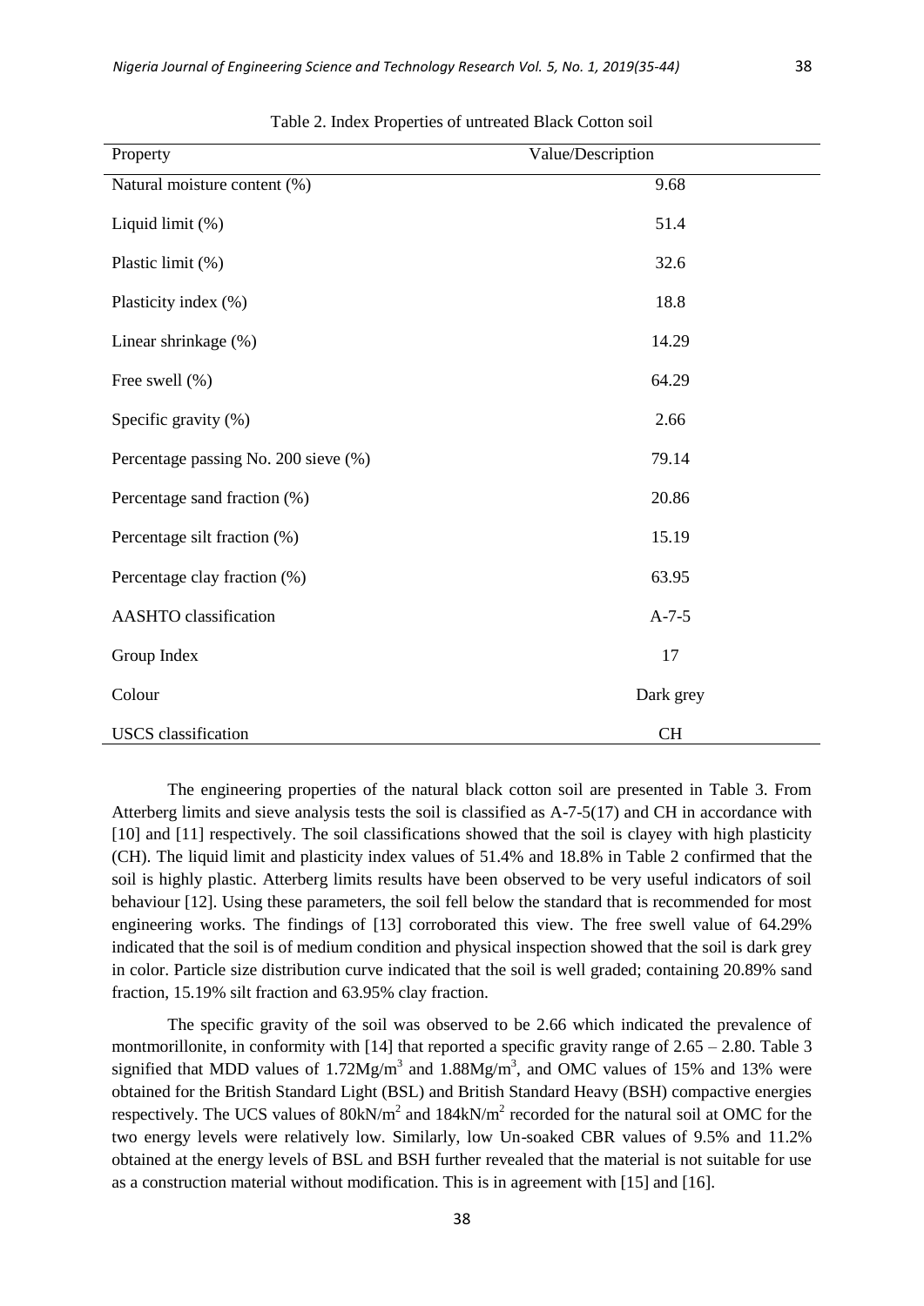Table 2. Index Properties of untreated Black Cotton soil

| Property | Value/Description |
|---|---|
| Natural moisture content (%) | 9.68 |
| Liquid limit (%) | 51.4 |
| Plastic limit (%) | 32.6 |
| Plasticity index (%) | 18.8 |
| Linear shrinkage (%) | 14.29 |
| Free swell (%) | 64.29 |
| Specific gravity (%) | 2.66 |
| Percentage passing No. 200 sieve (%) | 79.14 |
| Percentage sand fraction (%) | 20.86 |
| Percentage silt fraction (%) | 15.19 |
| Percentage clay fraction (%) | 63.95 |
| AASHTO classification | A-7-5 |
| Group Index | 17 |
| Colour | Dark grey |
| USCS classification | CH |

The engineering properties of the natural black cotton soil are presented in Table 3. From Atterberg limits and sieve analysis tests the soil is classified as A-7-5(17) and CH in accordance with [10] and [11] respectively. The soil classifications showed that the soil is clayey with high plasticity (CH). The liquid limit and plasticity index values of 51.4% and 18.8% in Table 2 confirmed that the soil is highly plastic. Atterberg limits results have been observed to be very useful indicators of soil behaviour [12]. Using these parameters, the soil fell below the standard that is recommended for most engineering works. The findings of [13] corroborated this view. The free swell value of 64.29% indicated that the soil is of medium condition and physical inspection showed that the soil is dark grey in color. Particle size distribution curve indicated that the soil is well graded; containing 20.89% sand fraction, 15.19% silt fraction and 63.95% clay fraction.

The specific gravity of the soil was observed to be 2.66 which indicated the prevalence of montmorillonite, in conformity with [14] that reported a specific gravity range of 2.65 – 2.80. Table 3 signified that MDD values of $1.72 Mg/m^3$ and $1.88 Mg/m^3$, and OMC values of 15% and 13% were obtained for the British Standard Light (BSL) and British Standard Heavy (BSH) compactive energies respectively. The UCS values of $80 kN/m^2$ and $184 kN/m^2$ recorded for the natural soil at OMC for the two energy levels were relatively low. Similarly, low Un-soaked CBR values of 9.5% and 11.2% obtained at the energy levels of BSL and BSH further revealed that the material is not suitable for use as a construction material without modification. This is in agreement with [15] and [16].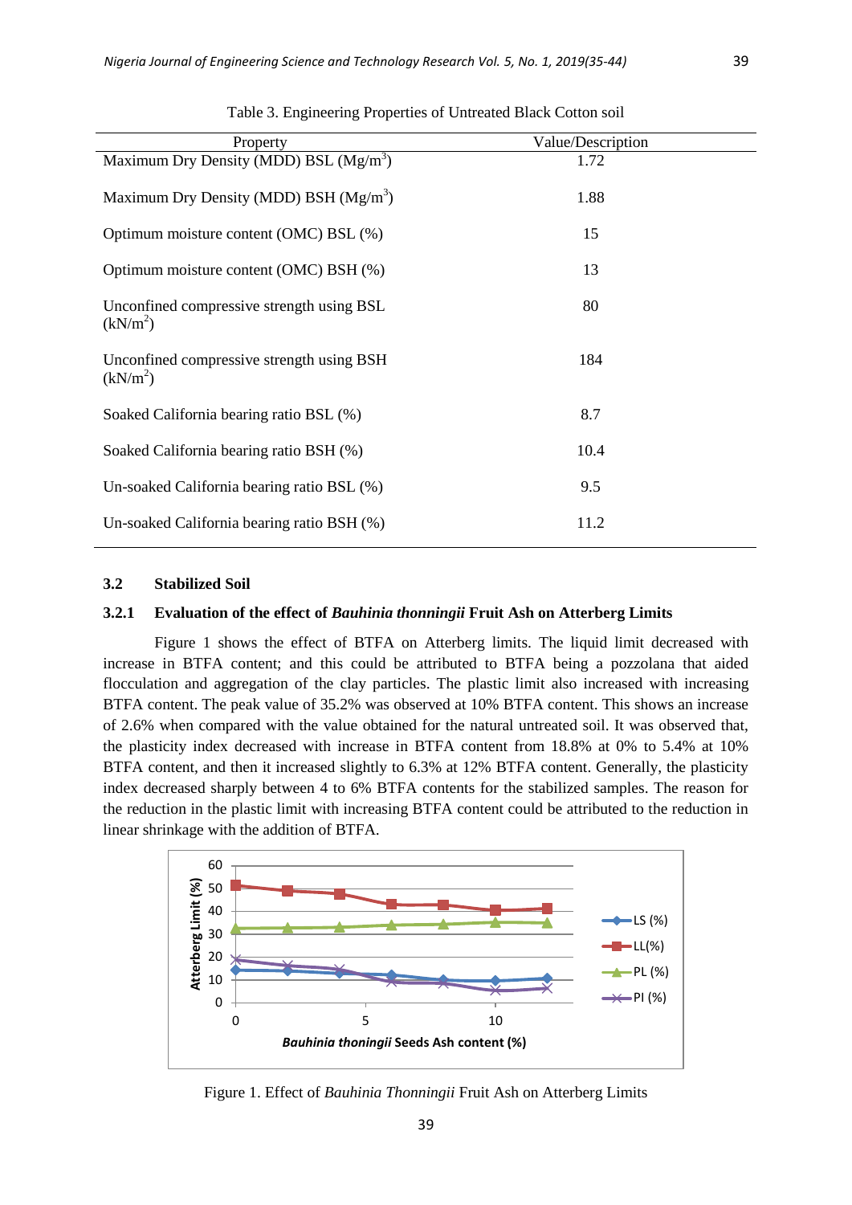Table 3. Engineering Properties of Untreated Black Cotton soil

| Property | Value/Description |
|---|---|
| Maximum Dry Density (MDD) BSL ($Mg/m^3$) | 1.72 |
| Maximum Dry Density (MDD) BSH ($Mg/m^3$) | 1.88 |
| Optimum moisture content (OMC) BSL (%) | 15 |
| Optimum moisture content (OMC) BSH (%) | 13 |
| Unconfined compressive strength using BSL ($kN/m^2$) | 80 |
| Unconfined compressive strength using BSH ($kN/m^2$) | 184 |
| Soaked California bearing ratio BSL (%) | 8.7 |
| Soaked California bearing ratio BSH (%) | 10.4 |
| Un-soaked California bearing ratio BSL (%) | 9.5 |
| Un-soaked California bearing ratio BSH (%) | 11.2 |

## 3.2 Stabilized Soil

### 3.2.1 Evaluation of the effect of *Bauhinia thonningii* Fruit Ash on Atterberg Limits

Figure 1 shows the effect of BTFA on Atterberg limits. The liquid limit decreased with increase in BTFA content; and this could be attributed to BTFA being a pozzolana that aided flocculation and aggregation of the clay particles. The plastic limit also increased with increasing BTFA content. The peak value of 35.2% was observed at 10% BTFA content. This shows an increase of 2.6% when compared with the value obtained for the natural untreated soil. It was observed that, the plasticity index decreased with increase in BTFA content from 18.8% at 0% to 5.4% at 10% BTFA content, and then it increased slightly to 6.3% at 12% BTFA content. Generally, the plasticity index decreased sharply between 4 to 6% BTFA contents for the stabilized samples. The reason for the reduction in the plastic limit with increasing BTFA content could be attributed to the reduction in linear shrinkage with the addition of BTFA.

Figure 1. Effect of *Bauhinia Thonningii* Fruit Ash on Atterberg Limits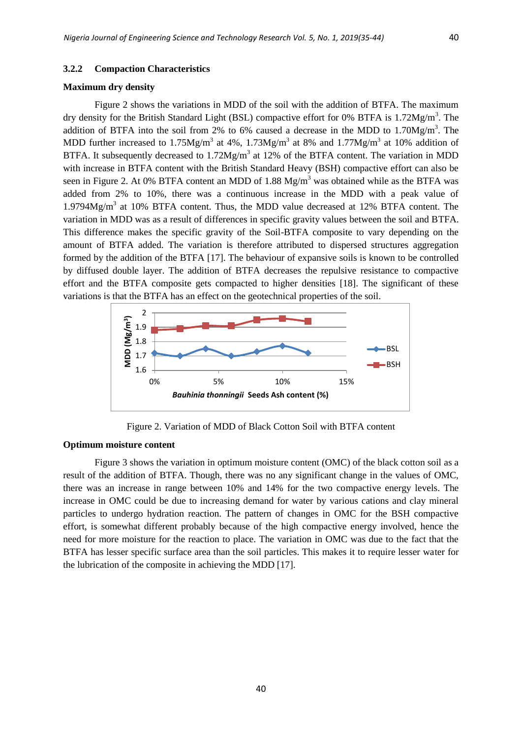### 3.2.2 Compaction Characteristics

**Maximum dry density**

Figure 2 shows the variations in MDD of the soil with the addition of BTFA. The maximum dry density for the British Standard Light (BSL) compactive effort for 0% BTFA is 1.72Mg/m$^3$. The addition of BTFA into the soil from 2% to 6% caused a decrease in the MDD to 1.70Mg/m$^3$. The MDD further increased to 1.75Mg/m$^3$ at 4%, 1.73Mg/m$^3$ at 8% and 1.77Mg/m$^3$ at 10% addition of BTFA. It subsequently decreased to 1.72Mg/m$^3$ at 12% of the BTFA content. The variation in MDD with increase in BTFA content with the British Standard Heavy (BSH) compactive effort can also be seen in Figure 2. At 0% BTFA content an MDD of 1.88 Mg/m$^3$ was obtained while as the BTFA was added from 2% to 10%, there was a continuous increase in the MDD with a peak value of 1.9794Mg/m$^3$ at 10% BTFA content. Thus, the MDD value decreased at 12% BTFA content. The variation in MDD was as a result of differences in specific gravity values between the soil and BTFA. This difference makes the specific gravity of the Soil-BTFA composite to vary depending on the amount of BTFA added. The variation is therefore attributed to dispersed structures aggregation formed by the addition of the BTFA [17]. The behaviour of expansive soils is known to be controlled by diffused double layer. The addition of BTFA decreases the repulsive resistance to compactive effort and the BTFA composite gets compacted to higher densities [18]. The significant of these variations is that the BTFA has an effect on the geotechnical properties of the soil.

Figure 2. Variation of MDD of Black Cotton Soil with BTFA content

**Optimum moisture content**

Figure 3 shows the variation in optimum moisture content (OMC) of the black cotton soil as a result of the addition of BTFA. Though, there was no any significant change in the values of OMC, there was an increase in range between 10% and 14% for the two compactive energy levels. The increase in OMC could be due to increasing demand for water by various cations and clay mineral particles to undergo hydration reaction. The pattern of changes in OMC for the BSH compactive effort, is somewhat different probably because of the high compactive energy involved, hence the need for more moisture for the reaction to place. The variation in OMC was due to the fact that the BTFA has lesser specific surface area than the soil particles. This makes it to require lesser water for the lubrication of the composite in achieving the MDD [17].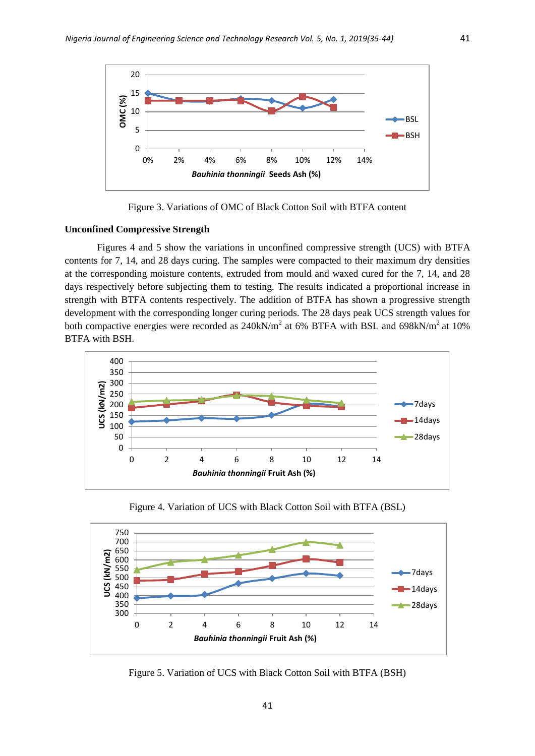Figure 3. Variations of OMC of Black Cotton Soil with BTFA content

### Unconfined Compressive Strength

Figures 4 and 5 show the variations in unconfined compressive strength (UCS) with BTFA contents for 7, 14, and 28 days curing. The samples were compacted to their maximum dry densities at the corresponding moisture contents, extruded from mould and waxed cured for the 7, 14, and 28 days respectively before subjecting them to testing. The results indicated a proportional increase in strength with BTFA contents respectively. The addition of BTFA has shown a progressive strength development with the corresponding longer curing periods. The 28 days peak UCS strength values for both compactive energies were recorded as 240kN/$m^2$ at 6% BTFA with BSL and 698kN/$m^2$ at 10% BTFA with BSH.

Figure 4. Variation of UCS with Black Cotton Soil with BTFA (BSL)

Figure 5. Variation of UCS with Black Cotton Soil with BTFA (BSH)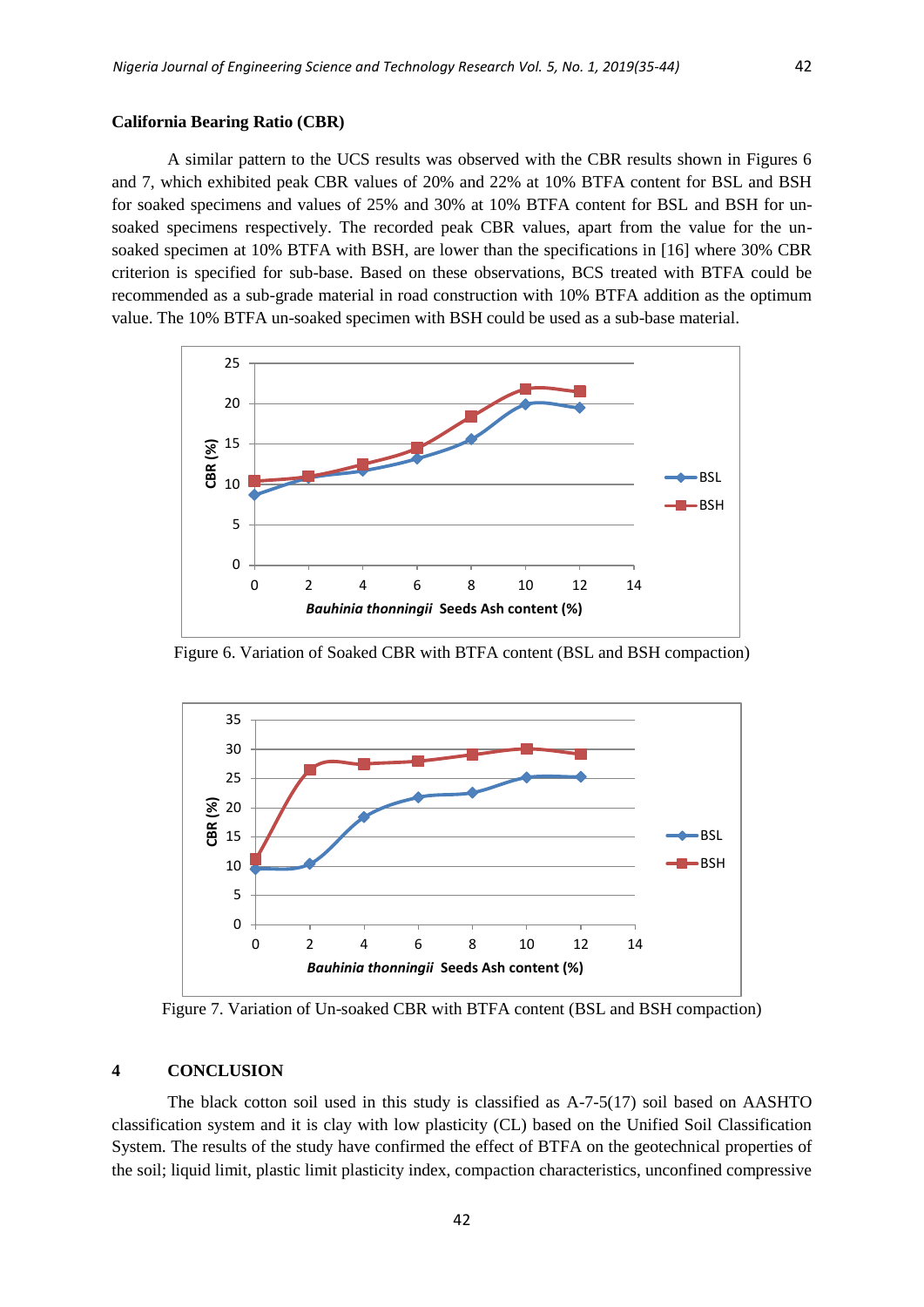### California Bearing Ratio (CBR)

A similar pattern to the UCS results was observed with the CBR results shown in Figures 6 and 7, which exhibited peak CBR values of 20% and 22% at 10% BTFA content for BSL and BSH for soaked specimens and values of 25% and 30% at 10% BTFA content for BSL and BSH for un-soaked specimens respectively. The recorded peak CBR values, apart from the value for the un-soaked specimen at 10% BTFA with BSH, are lower than the specifications in [16] where 30% CBR criterion is specified for sub-base. Based on these observations, BCS treated with BTFA could be recommended as a sub-grade material in road construction with 10% BTFA addition as the optimum value. The 10% BTFA un-soaked specimen with BSH could be used as a sub-base material.

Figure 6. Variation of Soaked CBR with BTFA content (BSL and BSH compaction)

Figure 7. Variation of Un-soaked CBR with BTFA content (BSL and BSH compaction)

## 4 CONCLUSION

The black cotton soil used in this study is classified as A-7-5(17) soil based on AASHTO classification system and it is clay with low plasticity (CL) based on the Unified Soil Classification System. The results of the study have confirmed the effect of BTFA on the geotechnical properties of the soil; liquid limit, plastic limit plasticity index, compaction characteristics, unconfined compressive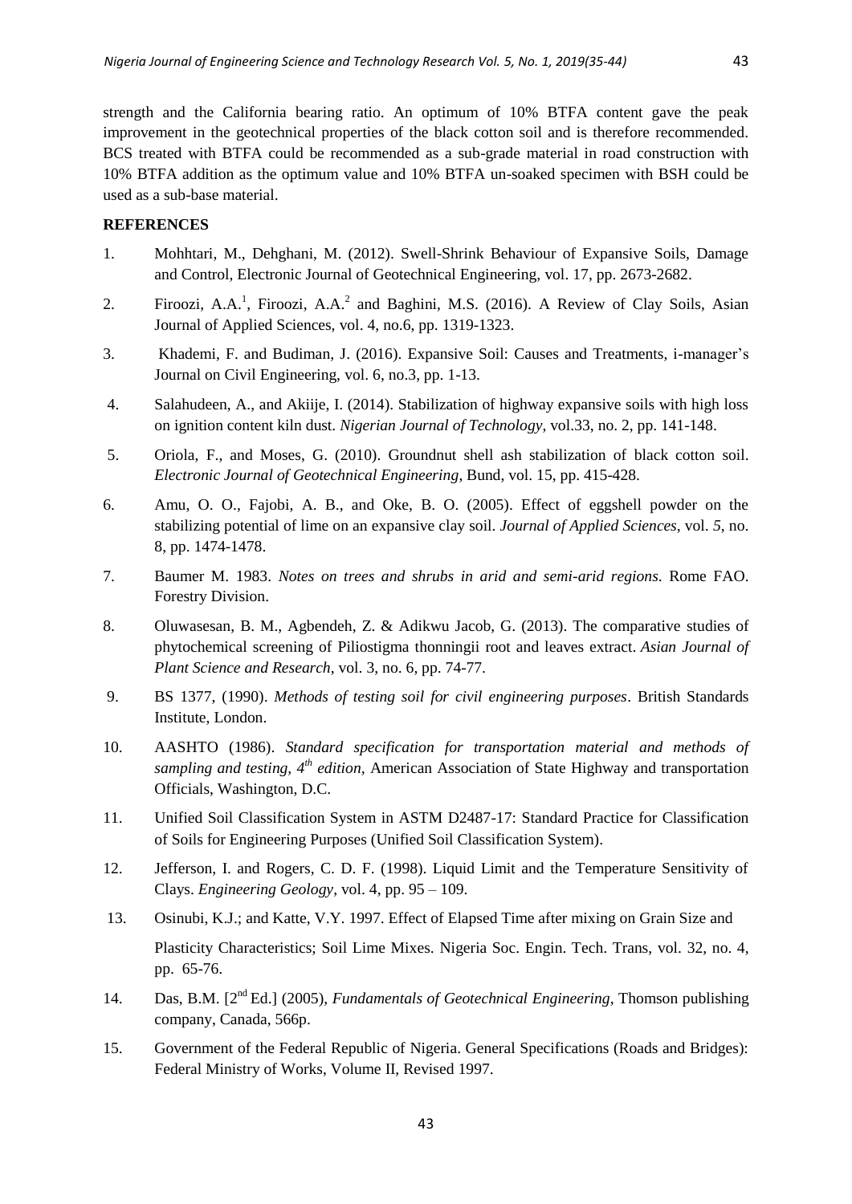strength and the California bearing ratio. An optimum of 10% BTFA content gave the peak improvement in the geotechnical properties of the black cotton soil and is therefore recommended. BCS treated with BTFA could be recommended as a sub-grade material in road construction with 10% BTFA addition as the optimum value and 10% BTFA un-soaked specimen with BSH could be used as a sub-base material.

## REFERENCES

1. Mohhtari, M., Dehghani, M. (2012). Swell-Shrink Behaviour of Expansive Soils, Damage and Control, Electronic Journal of Geotechnical Engineering, vol. 17, pp. 2673-2682.
2. Firoozi, A.A.[1], Firoozi, A.A.[2] and Baghini, M.S. (2016). A Review of Clay Soils, Asian Journal of Applied Sciences, vol. 4, no.6, pp. 1319-1323.
3. Khademi, F. and Budiman, J. (2016). Expansive Soil: Causes and Treatments, i-manager's Journal on Civil Engineering, vol. 6, no.3, pp. 1-13.
4. Salahudeen, A., and Akiije, I. (2014). Stabilization of highway expansive soils with high loss on ignition content kiln dust. *Nigerian Journal of Technology*, vol.33, no. 2, pp. 141-148.
5. Oriola, F., and Moses, G. (2010). Groundnut shell ash stabilization of black cotton soil. *Electronic Journal of Geotechnical Engineering*, Bund, vol. 15, pp. 415-428.
6. Amu, O. O., Fajobi, A. B., and Oke, B. O. (2005). Effect of eggshell powder on the stabilizing potential of lime on an expansive clay soil. *Journal of Applied Sciences*, vol. *5*, no. 8, pp. 1474-1478.
7. Baumer M. 1983. *Notes on trees and shrubs in arid and semi-arid regions*. Rome FAO. Forestry Division.
8. Oluwasesan, B. M., Agbendeh, Z. & Adikwu Jacob, G. (2013). The comparative studies of phytochemical screening of Piliostigma thonningii root and leaves extract. *Asian Journal of Plant Science and Research*, vol. 3, no. 6, pp. 74-77.
9. BS 1377, (1990). *Methods of testing soil for civil engineering purposes*. British Standards Institute, London.
10. AASHTO (1986). *Standard specification for transportation material and methods of sampling and testing, 4th edition,* American Association of State Highway and transportation Officials, Washington, D.C.
11. Unified Soil Classification System in ASTM D2487-17: Standard Practice for Classification of Soils for Engineering Purposes (Unified Soil Classification System).
12. Jefferson, I. and Rogers, C. D. F. (1998). Liquid Limit and the Temperature Sensitivity of Clays. *Engineering Geology*, vol. 4, pp. 95 – 109.
13. Osinubi, K.J.; and Katte, V.Y. 1997. Effect of Elapsed Time after mixing on Grain Size and Plasticity Characteristics; Soil Lime Mixes. Nigeria Soc. Engin. Tech. Trans, vol. 32, no. 4, pp. 65-76.
14. Das, B.M. [2nd Ed.] (2005), *Fundamentals of Geotechnical Engineering*, Thomson publishing company, Canada, 566p.
15. Government of the Federal Republic of Nigeria. General Specifications (Roads and Bridges): Federal Ministry of Works, Volume II, Revised 1997.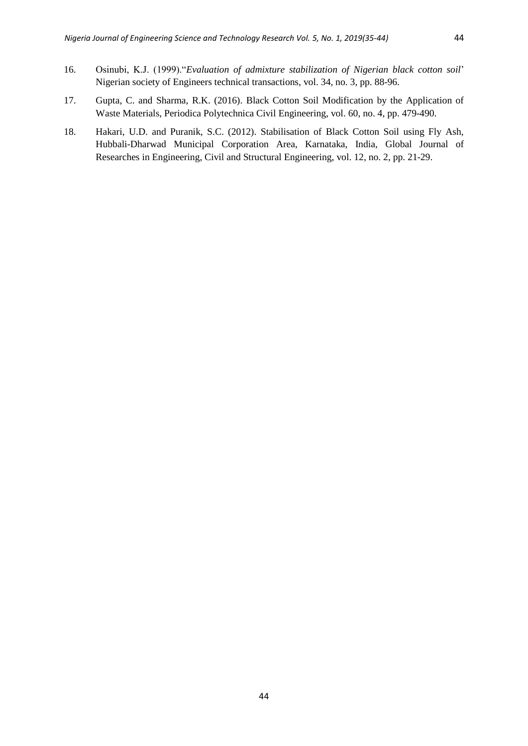16. Osinubi, K.J. (1999).“*Evaluation of admixture stabilization of Nigerian black cotton soil*’ Nigerian society of Engineers technical transactions, vol. 34, no. 3, pp. 88-96.

17. Gupta, C. and Sharma, R.K. (2016). Black Cotton Soil Modification by the Application of Waste Materials, Periodica Polytechnica Civil Engineering, vol. 60, no. 4, pp. 479-490.

18. Hakari, U.D. and Puranik, S.C. (2012). Stabilisation of Black Cotton Soil using Fly Ash, Hubbali-Dharwad Municipal Corporation Area, Karnataka, India, Global Journal of Researches in Engineering, Civil and Structural Engineering, vol. 12, no. 2, pp. 21-29.